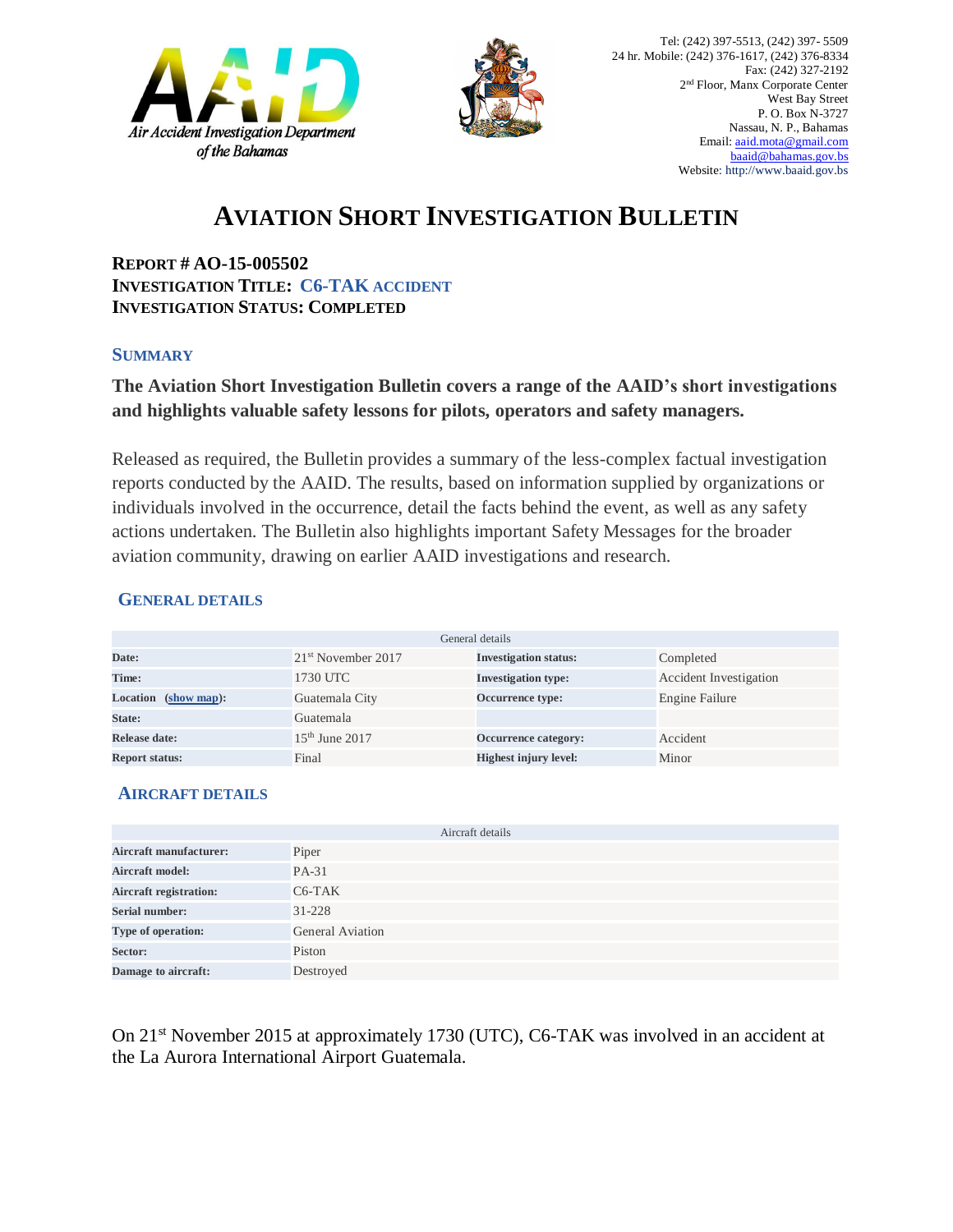Air Accident Investigation Department of the Bahamas

Tel: (242) 397-5513, (242) 397- 5509
24 hr. Mobile: (242) 376-1617, (242) 376-8334
Fax: (242) 327-2192
2nd Floor, Manx Corporate Center
West Bay Street
P. O. Box N-3727
Nassau, N. P., Bahamas
Email: aaid.mota@gmail.com
baaid@bahamas.gov.bs
Website: http://www.baaid.gov.bs

# AVIATION SHORT INVESTIGATION BULLETIN

**REPORT # AO-15-005502**
**INVESTIGATION TITLE: C6-TAK ACCIDENT**
**INVESTIGATION STATUS: COMPLETED**

## SUMMARY

**The Aviation Short Investigation Bulletin covers a range of the AAID's short investigations and highlights valuable safety lessons for pilots, operators and safety managers.**

Released as required, the Bulletin provides a summary of the less-complex factual investigation reports conducted by the AAID. The results, based on information supplied by organizations or individuals involved in the occurrence, detail the facts behind the event, as well as any safety actions undertaken. The Bulletin also highlights important Safety Messages for the broader aviation community, drawing on earlier AAID investigations and research.

## GENERAL DETAILS

| General details | | | |
|---|---|---|---|
| **Date:** | 21st November 2017 | **Investigation status:** | Completed |
| **Time:** | 1730 UTC | **Investigation type:** | Accident Investigation |
| **Location (show map):** | Guatemala City | **Occurrence type:** | Engine Failure |
| **State:** | Guatemala | | |
| **Release date:** | 15th June 2017 | **Occurrence category:** | Accident |
| **Report status:** | Final | **Highest injury level:** | Minor |

## AIRCRAFT DETAILS

| Aircraft details | |
|---|---|
| **Aircraft manufacturer:** | Piper |
| **Aircraft model:** | PA-31 |
| **Aircraft registration:** | C6-TAK |
| **Serial number:** | 31-228 |
| **Type of operation:** | General Aviation |
| **Sector:** | Piston |
| **Damage to aircraft:** | Destroyed |

On 21st November 2015 at approximately 1730 (UTC), C6-TAK was involved in an accident at the La Aurora International Airport Guatemala.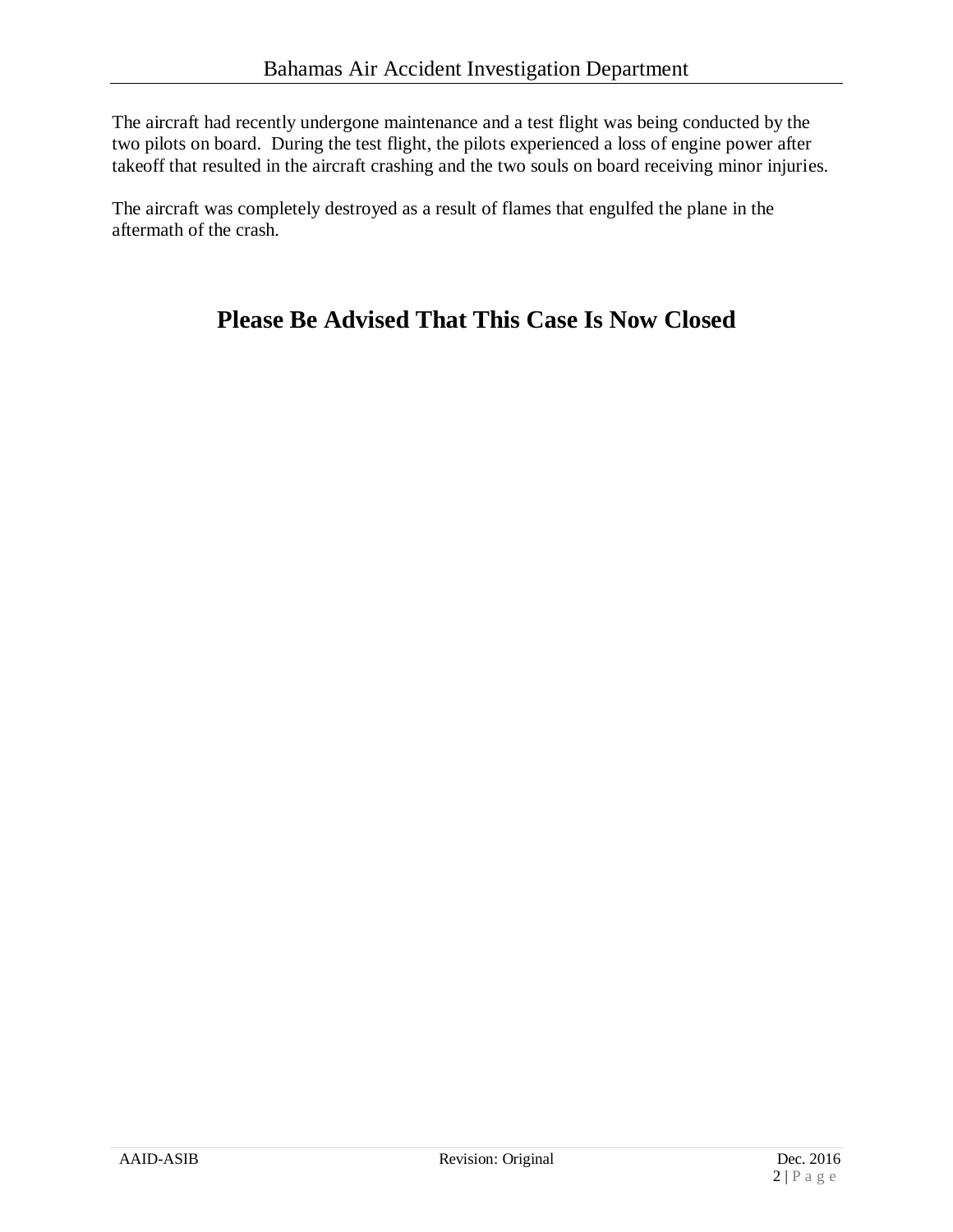The aircraft had recently undergone maintenance and a test flight was being conducted by the two pilots on board.  During the test flight, the pilots experienced a loss of engine power after takeoff that resulted in the aircraft crashing and the two souls on board receiving minor injuries.

The aircraft was completely destroyed as a result of flames that engulfed the plane in the aftermath of the crash.

## **Please Be Advised That This Case Is Now Closed**